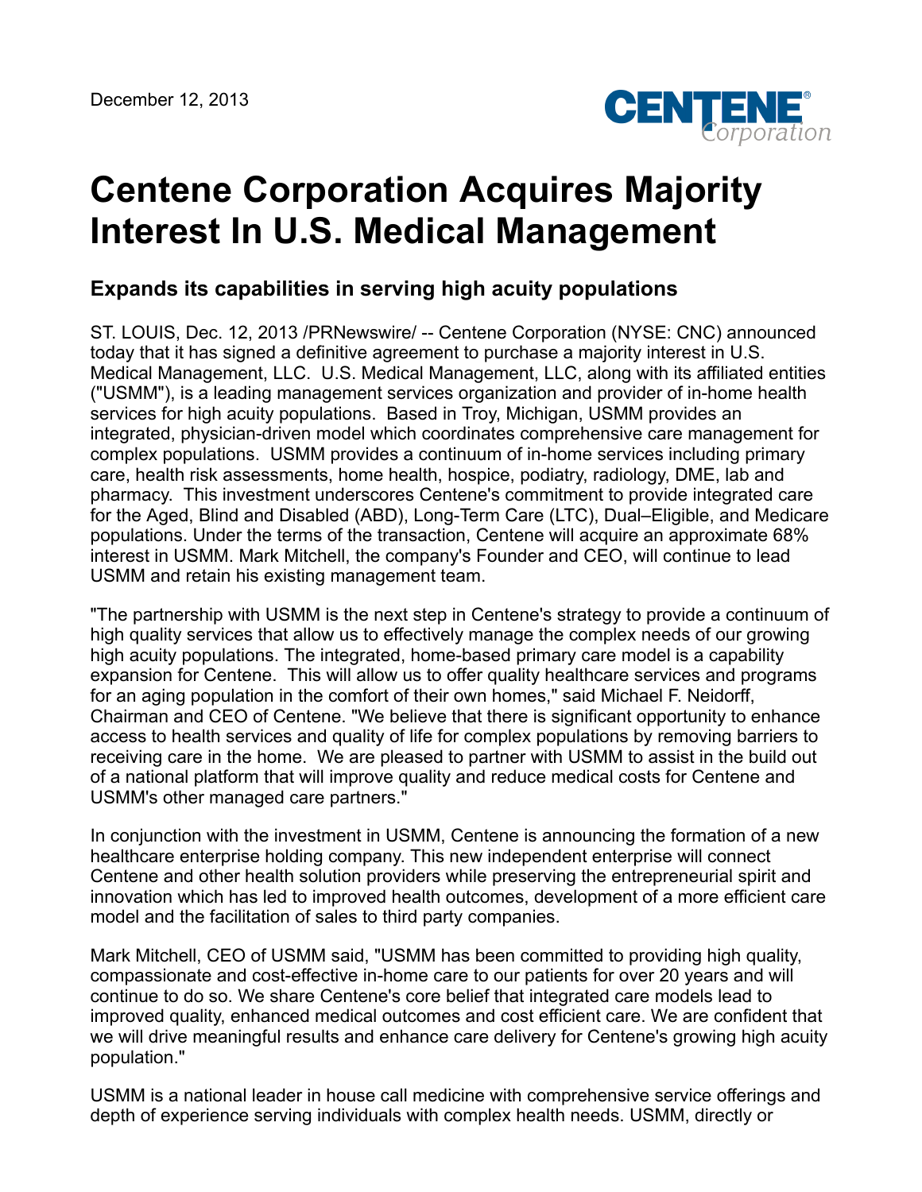December 12, 2013

# Centene Corporation Acquires Majority Interest In U.S. Medical Management

## Expands its capabilities in serving high acuity populations

ST. LOUIS, Dec. 12, 2013 /PRNewswire/ -- Centene Corporation (NYSE: CNC) announced today that it has signed a definitive agreement to purchase a majority interest in U.S. Medical Management, LLC. U.S. Medical Management, LLC, along with its affiliated entities ("USMM"), is a leading management services organization and provider of in-home health services for high acuity populations. Based in Troy, Michigan, USMM provides an integrated, physician-driven model which coordinates comprehensive care management for complex populations. USMM provides a continuum of in-home services including primary care, health risk assessments, home health, hospice, podiatry, radiology, DME, lab and pharmacy. This investment underscores Centene's commitment to provide integrated care for the Aged, Blind and Disabled (ABD), Long-Term Care (LTC), Dual–Eligible, and Medicare populations. Under the terms of the transaction, Centene will acquire an approximate 68% interest in USMM. Mark Mitchell, the company's Founder and CEO, will continue to lead USMM and retain his existing management team.

"The partnership with USMM is the next step in Centene's strategy to provide a continuum of high quality services that allow us to effectively manage the complex needs of our growing high acuity populations. The integrated, home-based primary care model is a capability expansion for Centene. This will allow us to offer quality healthcare services and programs for an aging population in the comfort of their own homes," said Michael F. Neidorff, Chairman and CEO of Centene. "We believe that there is significant opportunity to enhance access to health services and quality of life for complex populations by removing barriers to receiving care in the home. We are pleased to partner with USMM to assist in the build out of a national platform that will improve quality and reduce medical costs for Centene and USMM's other managed care partners."

In conjunction with the investment in USMM, Centene is announcing the formation of a new healthcare enterprise holding company. This new independent enterprise will connect Centene and other health solution providers while preserving the entrepreneurial spirit and innovation which has led to improved health outcomes, development of a more efficient care model and the facilitation of sales to third party companies.

Mark Mitchell, CEO of USMM said, "USMM has been committed to providing high quality, compassionate and cost-effective in-home care to our patients for over 20 years and will continue to do so. We share Centene's core belief that integrated care models lead to improved quality, enhanced medical outcomes and cost efficient care. We are confident that we will drive meaningful results and enhance care delivery for Centene's growing high acuity population."

USMM is a national leader in house call medicine with comprehensive service offerings and depth of experience serving individuals with complex health needs. USMM, directly or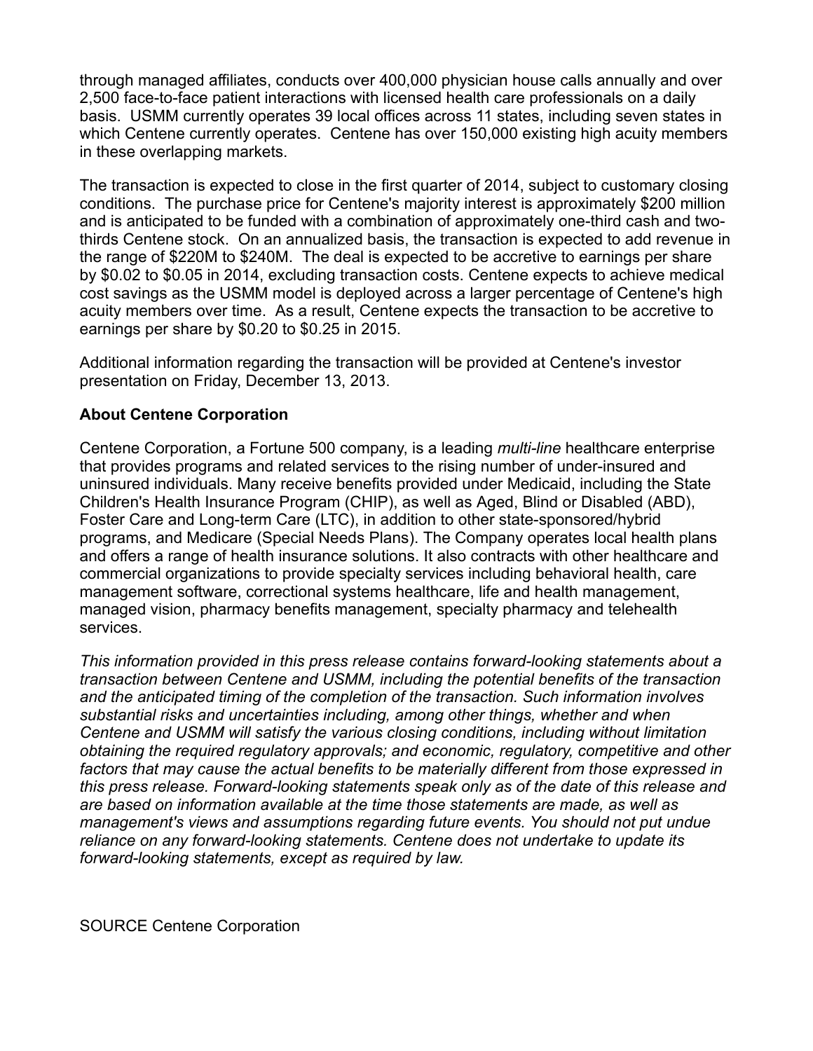through managed affiliates, conducts over 400,000 physician house calls annually and over 2,500 face-to-face patient interactions with licensed health care professionals on a daily basis. USMM currently operates 39 local offices across 11 states, including seven states in which Centene currently operates. Centene has over 150,000 existing high acuity members in these overlapping markets.

The transaction is expected to close in the first quarter of 2014, subject to customary closing conditions. The purchase price for Centene's majority interest is approximately $200 million and is anticipated to be funded with a combination of approximately one-third cash and two-thirds Centene stock. On an annualized basis, the transaction is expected to add revenue in the range of $220M to $240M. The deal is expected to be accretive to earnings per share by $0.02 to $0.05 in 2014, excluding transaction costs. Centene expects to achieve medical cost savings as the USMM model is deployed across a larger percentage of Centene's high acuity members over time. As a result, Centene expects the transaction to be accretive to earnings per share by $0.20 to $0.25 in 2015.

Additional information regarding the transaction will be provided at Centene's investor presentation on Friday, December 13, 2013.

**About Centene Corporation**

Centene Corporation, a Fortune 500 company, is a leading *multi-line* healthcare enterprise that provides programs and related services to the rising number of under-insured and uninsured individuals. Many receive benefits provided under Medicaid, including the State Children's Health Insurance Program (CHIP), as well as Aged, Blind or Disabled (ABD), Foster Care and Long-term Care (LTC), in addition to other state-sponsored/hybrid programs, and Medicare (Special Needs Plans). The Company operates local health plans and offers a range of health insurance solutions. It also contracts with other healthcare and commercial organizations to provide specialty services including behavioral health, care management software, correctional systems healthcare, life and health management, managed vision, pharmacy benefits management, specialty pharmacy and telehealth services.

*This information provided in this press release contains forward-looking statements about a transaction between Centene and USMM, including the potential benefits of the transaction and the anticipated timing of the completion of the transaction. Such information involves substantial risks and uncertainties including, among other things, whether and when Centene and USMM will satisfy the various closing conditions, including without limitation obtaining the required regulatory approvals; and economic, regulatory, competitive and other factors that may cause the actual benefits to be materially different from those expressed in this press release. Forward-looking statements speak only as of the date of this release and are based on information available at the time those statements are made, as well as management's views and assumptions regarding future events. You should not put undue reliance on any forward-looking statements. Centene does not undertake to update its forward-looking statements, except as required by law.*

SOURCE Centene Corporation